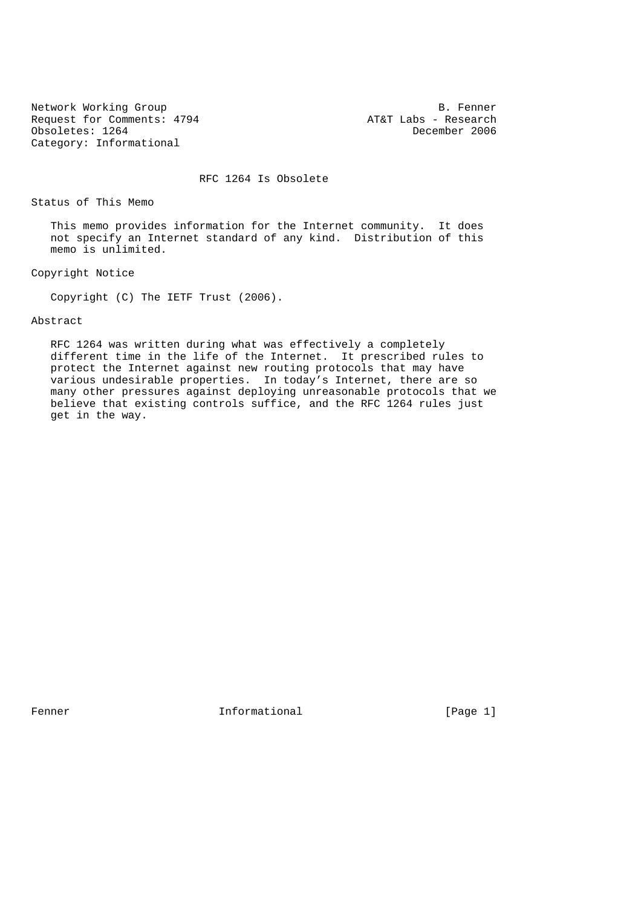Network Working Group B. Fenner
Request for Comments: 4794 AT&T Labs - Research
Obsoletes: 1264 December 2006
Category: Informational

# RFC 1264 Is Obsolete

## Status of This Memo

This memo provides information for the Internet community. It does not specify an Internet standard of any kind. Distribution of this memo is unlimited.

## Copyright Notice

Copyright (C) The IETF Trust (2006).

## Abstract

RFC 1264 was written during what was effectively a completely different time in the life of the Internet. It prescribed rules to protect the Internet against new routing protocols that may have various undesirable properties. In today's Internet, there are so many other pressures against deploying unreasonable protocols that we believe that existing controls suffice, and the RFC 1264 rules just get in the way.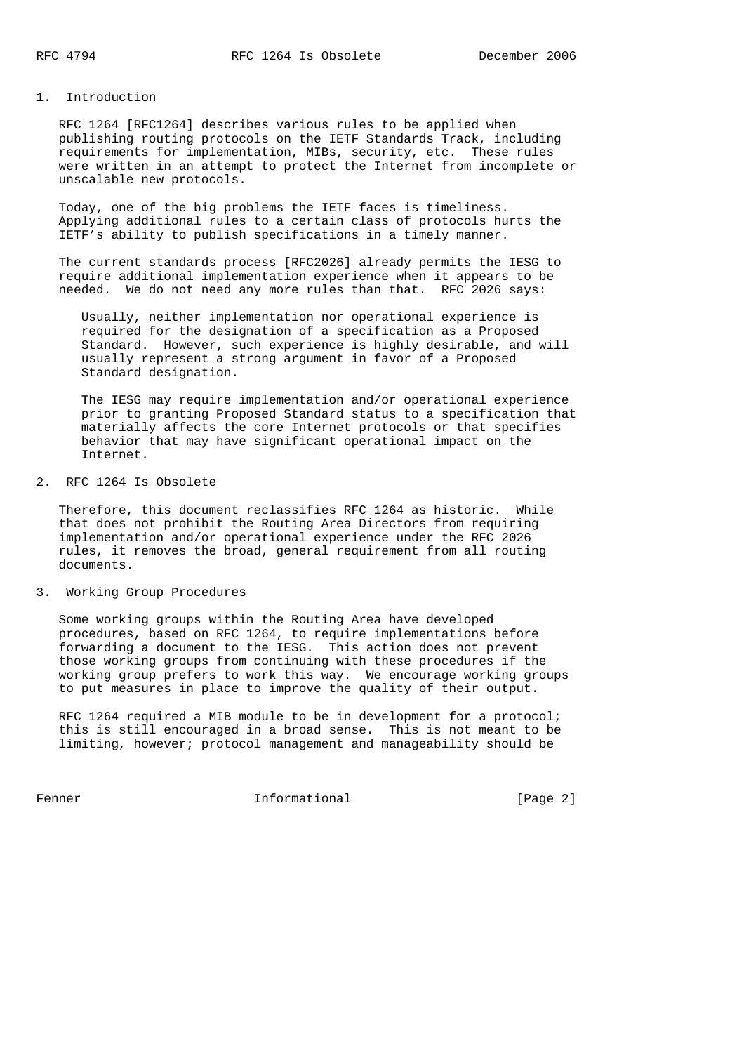## 1. Introduction

RFC 1264 [RFC1264] describes various rules to be applied when publishing routing protocols on the IETF Standards Track, including requirements for implementation, MIBs, security, etc. These rules were written in an attempt to protect the Internet from incomplete or unscalable new protocols.

Today, one of the big problems the IETF faces is timeliness. Applying additional rules to a certain class of protocols hurts the IETF's ability to publish specifications in a timely manner.

The current standards process [RFC2026] already permits the IESG to require additional implementation experience when it appears to be needed. We do not need any more rules than that. RFC 2026 says:

> Usually, neither implementation nor operational experience is required for the designation of a specification as a Proposed Standard. However, such experience is highly desirable, and will usually represent a strong argument in favor of a Proposed Standard designation.
>
> The IESG may require implementation and/or operational experience prior to granting Proposed Standard status to a specification that materially affects the core Internet protocols or that specifies behavior that may have significant operational impact on the Internet.

## 2. RFC 1264 Is Obsolete

Therefore, this document reclassifies RFC 1264 as historic. While that does not prohibit the Routing Area Directors from requiring implementation and/or operational experience under the RFC 2026 rules, it removes the broad, general requirement from all routing documents.

## 3. Working Group Procedures

Some working groups within the Routing Area have developed procedures, based on RFC 1264, to require implementations before forwarding a document to the IESG. This action does not prevent those working groups from continuing with these procedures if the working group prefers to work this way. We encourage working groups to put measures in place to improve the quality of their output.

RFC 1264 required a MIB module to be in development for a protocol; this is still encouraged in a broad sense. This is not meant to be limiting, however; protocol management and manageability should be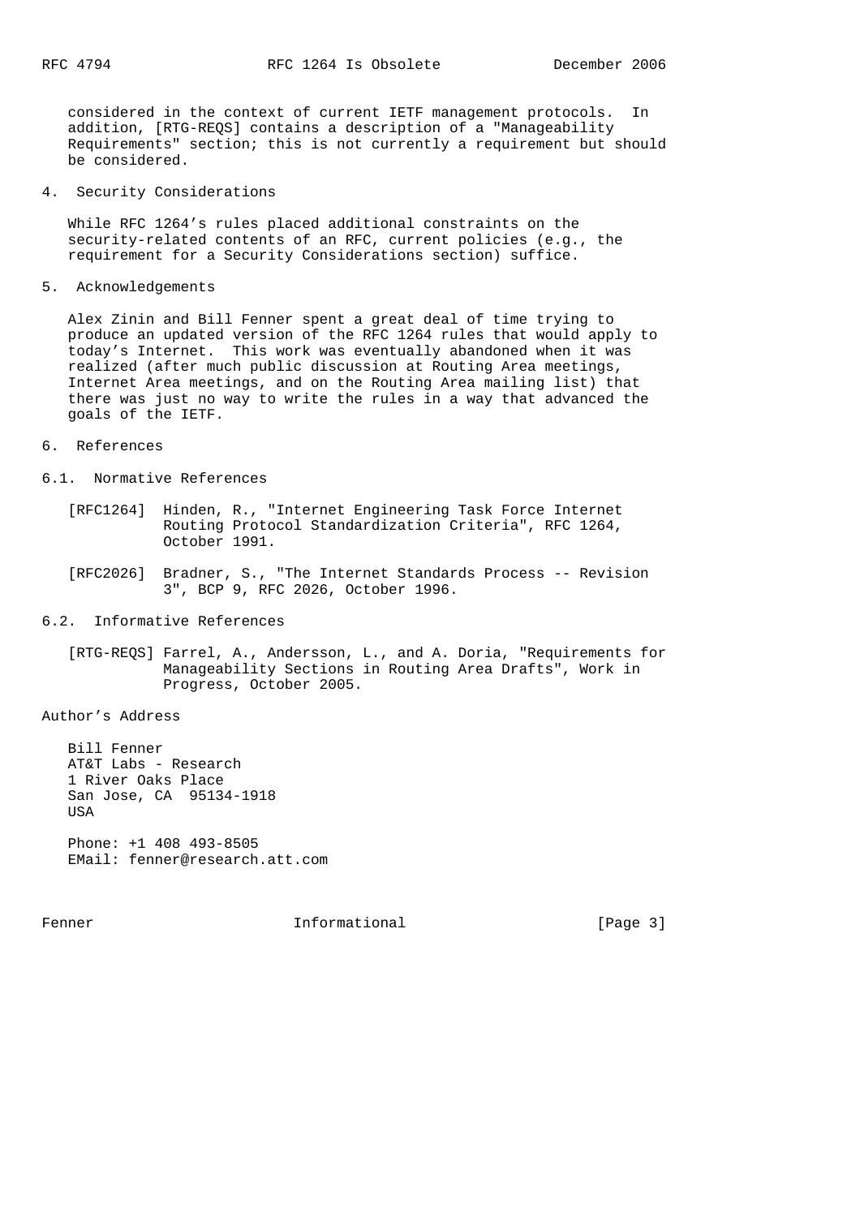considered in the context of current IETF management protocols. In addition, [RTG-REQS] contains a description of a "Manageability Requirements" section; this is not currently a requirement but should be considered.

## 4. Security Considerations

While RFC 1264's rules placed additional constraints on the security-related contents of an RFC, current policies (e.g., the requirement for a Security Considerations section) suffice.

## 5. Acknowledgements

Alex Zinin and Bill Fenner spent a great deal of time trying to produce an updated version of the RFC 1264 rules that would apply to today's Internet. This work was eventually abandoned when it was realized (after much public discussion at Routing Area meetings, Internet Area meetings, and on the Routing Area mailing list) that there was just no way to write the rules in a way that advanced the goals of the IETF.

## 6. References

### 6.1. Normative References

[RFC1264] Hinden, R., "Internet Engineering Task Force Internet Routing Protocol Standardization Criteria", RFC 1264, October 1991.

[RFC2026] Bradner, S., "The Internet Standards Process -- Revision 3", BCP 9, RFC 2026, October 1996.

### 6.2. Informative References

[RTG-REQS] Farrel, A., Andersson, L., and A. Doria, "Requirements for Manageability Sections in Routing Area Drafts", Work in Progress, October 2005.

## Author's Address

Bill Fenner
AT&T Labs - Research
1 River Oaks Place
San Jose, CA 95134-1918
USA

Phone: +1 408 493-8505
EMail: fenner@research.att.com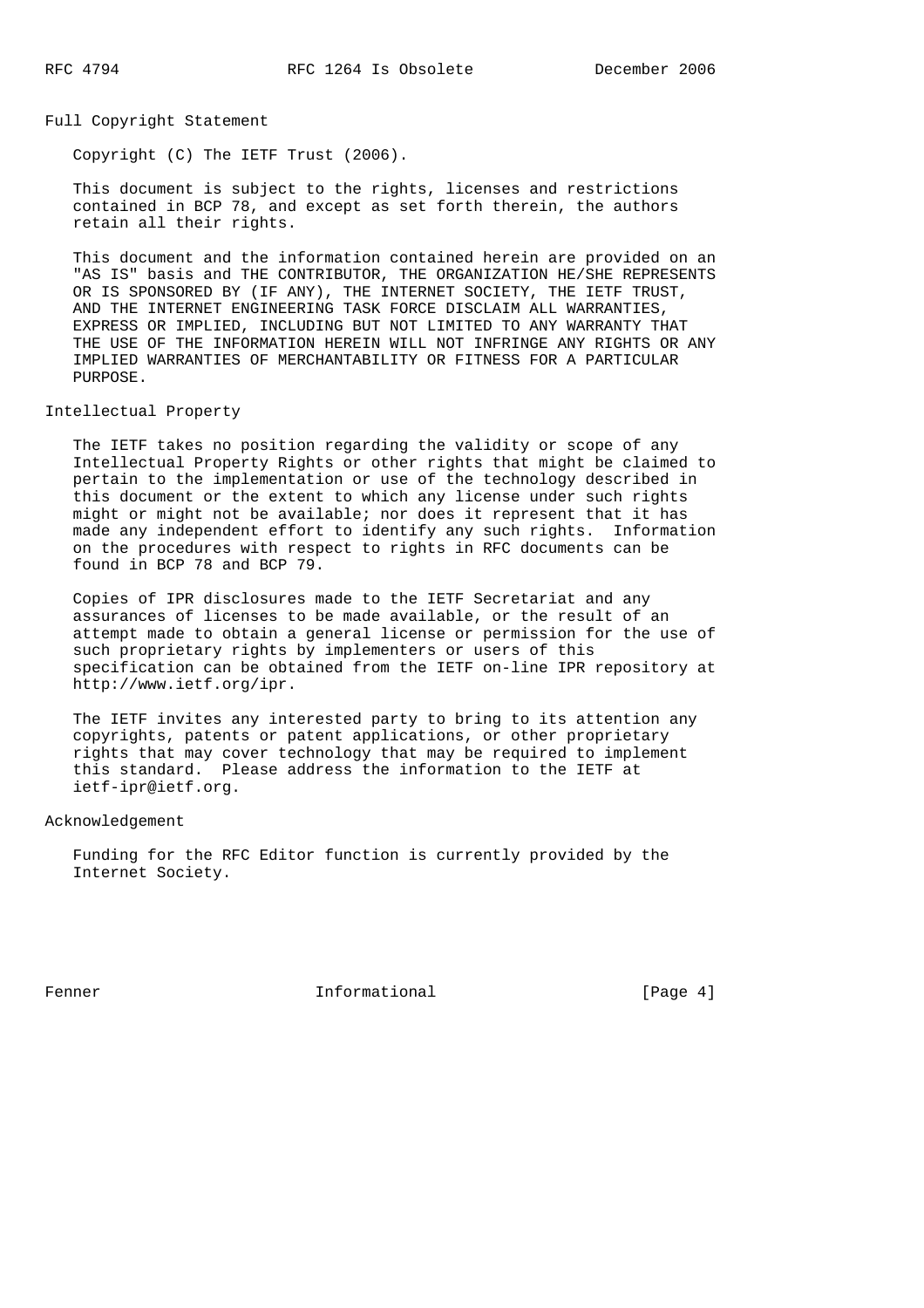## Full Copyright Statement

Copyright (C) The IETF Trust (2006).

This document is subject to the rights, licenses and restrictions contained in BCP 78, and except as set forth therein, the authors retain all their rights.

This document and the information contained herein are provided on an "AS IS" basis and THE CONTRIBUTOR, THE ORGANIZATION HE/SHE REPRESENTS OR IS SPONSORED BY (IF ANY), THE INTERNET SOCIETY, THE IETF TRUST, AND THE INTERNET ENGINEERING TASK FORCE DISCLAIM ALL WARRANTIES, EXPRESS OR IMPLIED, INCLUDING BUT NOT LIMITED TO ANY WARRANTY THAT THE USE OF THE INFORMATION HEREIN WILL NOT INFRINGE ANY RIGHTS OR ANY IMPLIED WARRANTIES OF MERCHANTABILITY OR FITNESS FOR A PARTICULAR PURPOSE.

## Intellectual Property

The IETF takes no position regarding the validity or scope of any Intellectual Property Rights or other rights that might be claimed to pertain to the implementation or use of the technology described in this document or the extent to which any license under such rights might or might not be available; nor does it represent that it has made any independent effort to identify any such rights. Information on the procedures with respect to rights in RFC documents can be found in BCP 78 and BCP 79.

Copies of IPR disclosures made to the IETF Secretariat and any assurances of licenses to be made available, or the result of an attempt made to obtain a general license or permission for the use of such proprietary rights by implementers or users of this specification can be obtained from the IETF on-line IPR repository at http://www.ietf.org/ipr.

The IETF invites any interested party to bring to its attention any copyrights, patents or patent applications, or other proprietary rights that may cover technology that may be required to implement this standard. Please address the information to the IETF at ietf-ipr@ietf.org.

## Acknowledgement

Funding for the RFC Editor function is currently provided by the Internet Society.